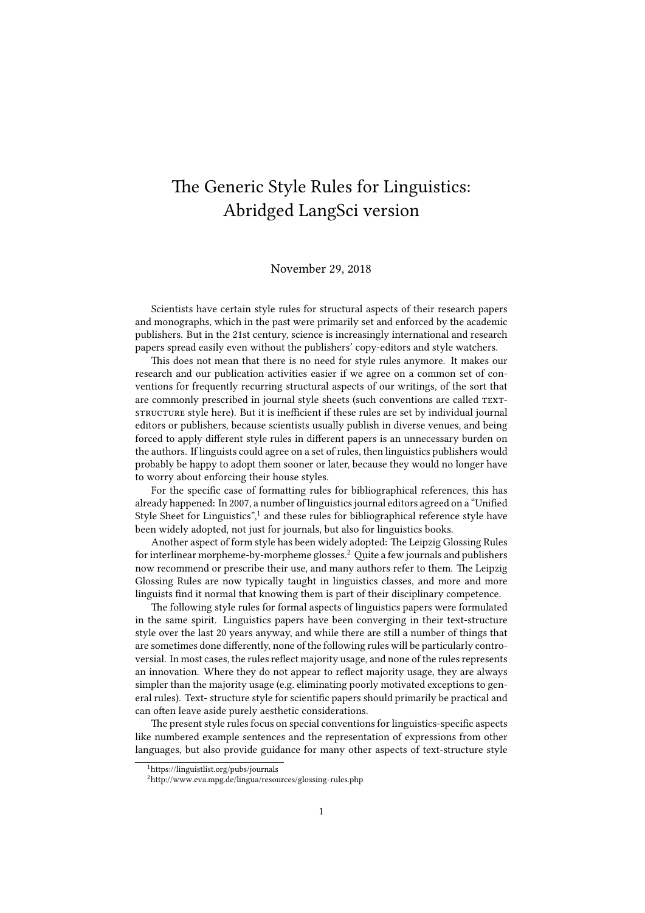# The Generic Style Rules for Linguistics: Abridged LangSci version

November 29, 2018

Scientists have certain style rules for structural aspects of their research papers and monographs, which in the past were primarily set and enforced by the academic publishers. But in the 21st century, science is increasingly international and research papers spread easily even without the publishers' copy-editors and style watchers.

This does not mean that there is no need for style rules anymore. It makes our research and our publication activities easier if we agree on a common set of conventions for frequently recurring structural aspects of our writings, of the sort that are commonly prescribed in journal style sheets (such conventions are called TEXT-STRUCTURE style here). But it is inefficient if these rules are set by individual journal editors or publishers, because scientists usually publish in diverse venues, and being forced to apply different style rules in different papers is an unnecessary burden on the authors. If linguists could agree on a set of rules, then linguistics publishers would probably be happy to adopt them sooner or later, because they would no longer have to worry about enforcing their house styles.

For the specific case of formatting rules for bibliographical references, this has already happened: In 2007, a number of linguistics journal editors agreed on a "Unified Style Sheet for Linguistics",[1] and these rules for bibliographical reference style have been widely adopted, not just for journals, but also for linguistics books.

Another aspect of form style has been widely adopted: The Leipzig Glossing Rules for interlinear morpheme-by-morpheme glosses.[2] Quite a few journals and publishers now recommend or prescribe their use, and many authors refer to them. The Leipzig Glossing Rules are now typically taught in linguistics classes, and more and more linguists find it normal that knowing them is part of their disciplinary competence.

The following style rules for formal aspects of linguistics papers were formulated in the same spirit. Linguistics papers have been converging in their text-structure style over the last 20 years anyway, and while there are still a number of things that are sometimes done differently, none of the following rules will be particularly controversial. In most cases, the rules reflect majority usage, and none of the rules represents an innovation. Where they do not appear to reflect majority usage, they are always simpler than the majority usage (e.g. eliminating poorly motivated exceptions to general rules). Text- structure style for scientific papers should primarily be practical and can often leave aside purely aesthetic considerations.

The present style rules focus on special conventions for linguistics-specific aspects like numbered example sentences and the representation of expressions from other languages, but also provide guidance for many other aspects of text-structure style

[1] https://linguistlist.org/pubs/journals

[2] http://www.eva.mpg.de/lingua/resources/glossing-rules.php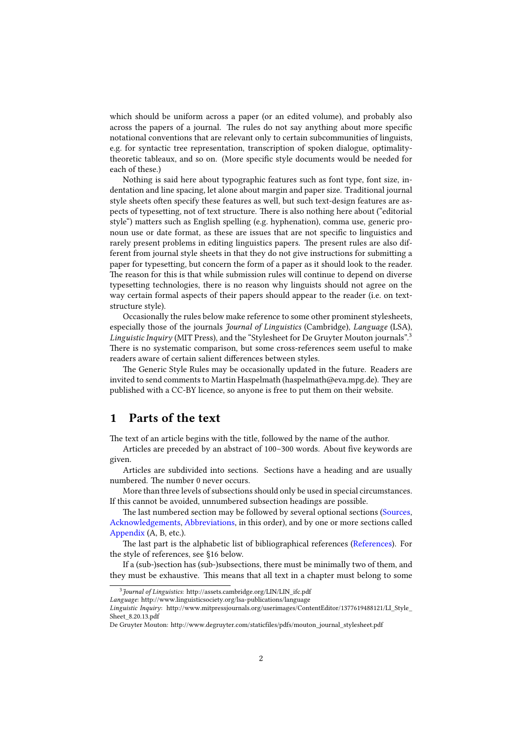which should be uniform across a paper (or an edited volume), and probably also across the papers of a journal. The rules do not say anything about more specific notational conventions that are relevant only to certain subcommunities of linguists, e.g. for syntactic tree representation, transcription of spoken dialogue, optimality-theoretic tableaux, and so on. (More specific style documents would be needed for each of these.)

Nothing is said here about typographic features such as font type, font size, indentation and line spacing, let alone about margin and paper size. Traditional journal style sheets often specify these features as well, but such text-design features are aspects of typesetting, not of text structure. There is also nothing here about ("editorial style") matters such as English spelling (e.g. hyphenation), comma use, generic pronoun use or date format, as these are issues that are not specific to linguistics and rarely present problems in editing linguistics papers. The present rules are also different from journal style sheets in that they do not give instructions for submitting a paper for typesetting, but concern the form of a paper as it should look to the reader. The reason for this is that while submission rules will continue to depend on diverse typesetting technologies, there is no reason why linguists should not agree on the way certain formal aspects of their papers should appear to the reader (i.e. on text-structure style).

Occasionally the rules below make reference to some other prominent stylesheets, especially those of the journals *Journal of Linguistics* (Cambridge), *Language* (LSA), *Linguistic Inquiry* (MIT Press), and the "Stylesheet for De Gruyter Mouton journals".[3] There is no systematic comparison, but some cross-references seem useful to make readers aware of certain salient differences between styles.

The Generic Style Rules may be occasionally updated in the future. Readers are invited to send comments to Martin Haspelmath (haspelmath@eva.mpg.de). They are published with a CC-BY licence, so anyone is free to put them on their website.

## 1 Parts of the text

The text of an article begins with the title, followed by the name of the author.

Articles are preceded by an abstract of 100–300 words. About five keywords are given.

Articles are subdivided into sections. Sections have a heading and are usually numbered. The number 0 never occurs.

More than three levels of subsections should only be used in special circumstances. If this cannot be avoided, unnumbered subsection headings are possible.

The last numbered section may be followed by several optional sections (Sources, Acknowledgements, Abbreviations, in this order), and by one or more sections called Appendix (A, B, etc.).

The last part is the alphabetic list of bibliographical references (References). For the style of references, see §16 below.

If a (sub-)section has (sub-)subsections, there must be minimally two of them, and they must be exhaustive. This means that all text in a chapter must belong to some

---

[3] *Journal of Linguistics*: http://assets.cambridge.org/LIN/LIN_ifc.pdf
*Language*: http://www.linguisticsociety.org/lsa-publications/language
*Linguistic Inquiry*: http://www.mitpressjournals.org/userimages/ContentEditor/1377619488121/LI_Style_Sheet_8.20.13.pdf
De Gruyter Mouton: http://www.degruyter.com/staticfiles/pdfs/mouton_journal_stylesheet.pdf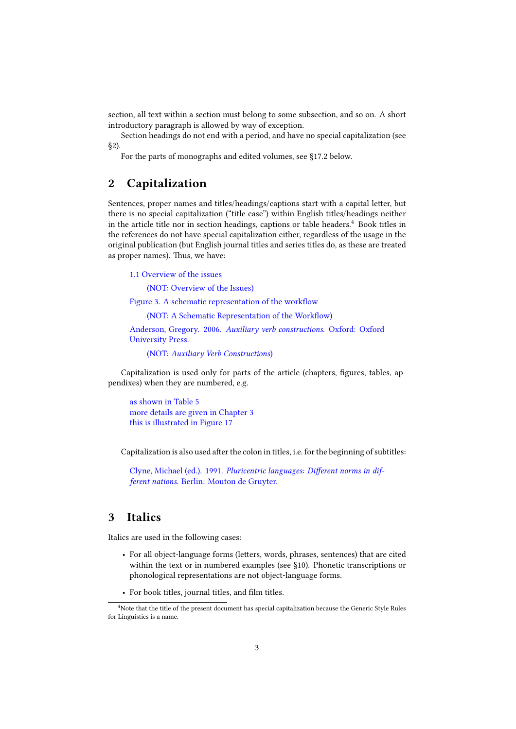section, all text within a section must belong to some subsection, and so on. A short introductory paragraph is allowed by way of exception.

Section headings do not end with a period, and have no special capitalization (see §2).

For the parts of monographs and edited volumes, see §17.2 below.

## 2 Capitalization

Sentences, proper names and titles/headings/captions start with a capital letter, but there is no special capitalization ("title case") within English titles/headings neither in the article title nor in section headings, captions or table headers.[4] Book titles in the references do not have special capitalization either, regardless of the usage in the original publication (but English journal titles and series titles do, as these are treated as proper names). Thus, we have:

> 1.1 Overview of the issues
>
> (NOT: Overview of the Issues)
>
> Figure 3. A schematic representation of the workflow
>
> (NOT: A Schematic Representation of the Workflow)
>
> Anderson, Gregory. 2006. *Auxiliary verb constructions*. Oxford: Oxford University Press.
>
> (NOT: *Auxiliary Verb Constructions*)

Capitalization is used only for parts of the article (chapters, figures, tables, appendixes) when they are numbered, e.g.

> as shown in Table 5
> more details are given in Chapter 3
> this is illustrated in Figure 17

Capitalization is also used after the colon in titles, i.e. for the beginning of subtitles:

> Clyne, Michael (ed.). 1991. *Pluricentric languages: Different norms in different nations*. Berlin: Mouton de Gruyter.

## 3 Italics

Italics are used in the following cases:

- For all object-language forms (letters, words, phrases, sentences) that are cited within the text or in numbered examples (see §10). Phonetic transcriptions or phonological representations are not object-language forms.
- For book titles, journal titles, and film titles.

[4] Note that the title of the present document has special capitalization because the Generic Style Rules for Linguistics is a name.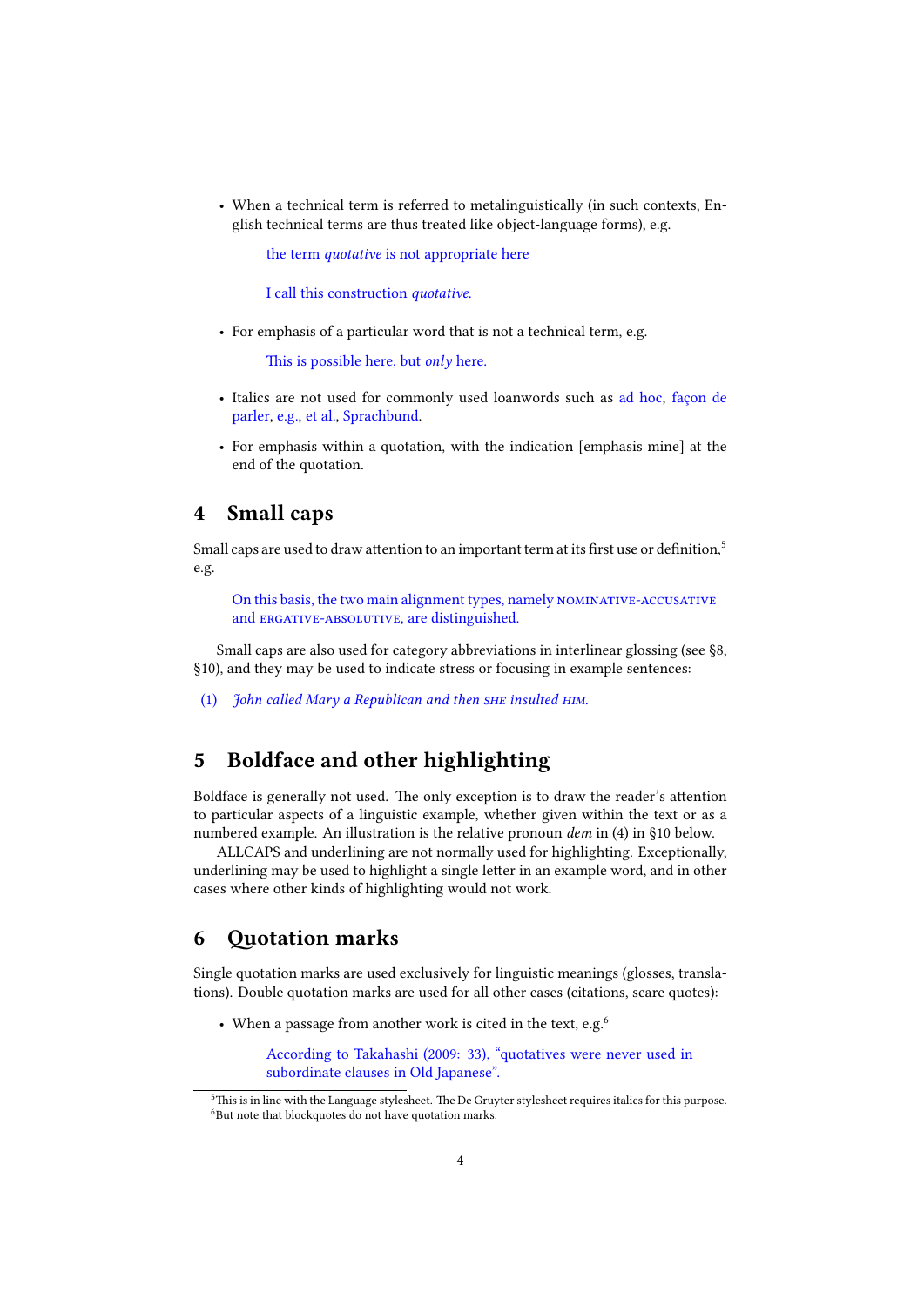- When a technical term is referred to metalinguistically (in such contexts, English technical terms are thus treated like object-language forms), e.g.

  > the term *quotative* is not appropriate here

  > I call this construction *quotative*.

- For emphasis of a particular word that is not a technical term, e.g.

  > This is possible here, but *only* here.

- Italics are not used for commonly used loanwords such as ad hoc, façon de parler, e.g., et al., Sprachbund.

- For emphasis within a quotation, with the indication [emphasis mine] at the end of the quotation.

## 4 Small caps

Small caps are used to draw attention to an important term at its first use or definition,[5] e.g.

> On this basis, the two main alignment types, namely NOMINATIVE-ACCUSATIVE and ERGATIVE-ABSOLUTIVE, are distinguished.

Small caps are also used for category abbreviations in interlinear glossing (see §8, §10), and they may be used to indicate stress or focusing in example sentences:

(1) *John called Mary a Republican and then* SHE *insulted* HIM.

## 5 Boldface and other highlighting

Boldface is generally not used. The only exception is to draw the reader's attention to particular aspects of a linguistic example, whether given within the text or as a numbered example. An illustration is the relative pronoun *dem* in (4) in §10 below.

ALLCAPS and underlining are not normally used for highlighting. Exceptionally, underlining may be used to highlight a single letter in an example word, and in other cases where other kinds of highlighting would not work.

## 6 Quotation marks

Single quotation marks are used exclusively for linguistic meanings (glosses, translations). Double quotation marks are used for all other cases (citations, scare quotes):

- When a passage from another work is cited in the text, e.g.[6]

  > According to Takahashi (2009: 33), "quotatives were never used in subordinate clauses in Old Japanese".

---

[5] This is in line with the Language stylesheet. The De Gruyter stylesheet requires italics for this purpose.

[6] But note that blockquotes do not have quotation marks.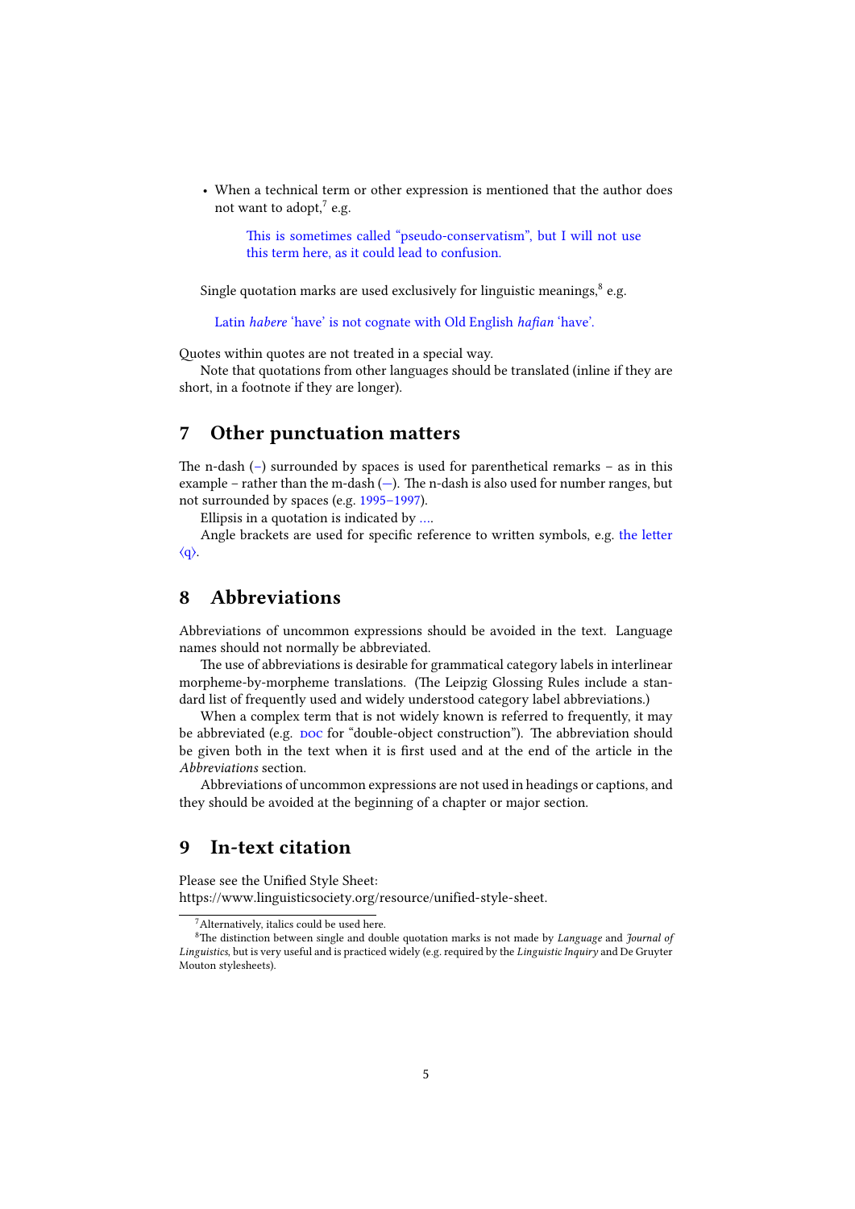- When a technical term or other expression is mentioned that the author does not want to adopt,[7] e.g.

  > This is sometimes called "pseudo-conservatism", but I will not use this term here, as it could lead to confusion.

Single quotation marks are used exclusively for linguistic meanings,[8] e.g.

> Latin *habere* 'have' is not cognate with Old English *hafian* 'have'.

Quotes within quotes are not treated in a special way.

Note that quotations from other languages should be translated (inline if they are short, in a footnote if they are longer).

# 7 Other punctuation matters

The n-dash (–) surrounded by spaces is used for parenthetical remarks – as in this example – rather than the m-dash (—). The n-dash is also used for number ranges, but not surrounded by spaces (e.g. 1995–1997).

Ellipsis in a quotation is indicated by ….

Angle brackets are used for specific reference to written symbols, e.g. the letter ⟨q⟩.

# 8 Abbreviations

Abbreviations of uncommon expressions should be avoided in the text. Language names should not normally be abbreviated.

The use of abbreviations is desirable for grammatical category labels in interlinear morpheme-by-morpheme translations. (The Leipzig Glossing Rules include a standard list of frequently used and widely understood category label abbreviations.)

When a complex term that is not widely known is referred to frequently, it may be abbreviated (e.g. DOC for "double-object construction"). The abbreviation should be given both in the text when it is first used and at the end of the article in the *Abbreviations* section.

Abbreviations of uncommon expressions are not used in headings or captions, and they should be avoided at the beginning of a chapter or major section.

# 9 In-text citation

Please see the Unified Style Sheet:
https://www.linguisticsociety.org/resource/unified-style-sheet.

---

[7] Alternatively, italics could be used here.

[8] The distinction between single and double quotation marks is not made by *Language* and *Journal of Linguistics*, but is very useful and is practiced widely (e.g. required by the *Linguistic Inquiry* and De Gruyter Mouton stylesheets).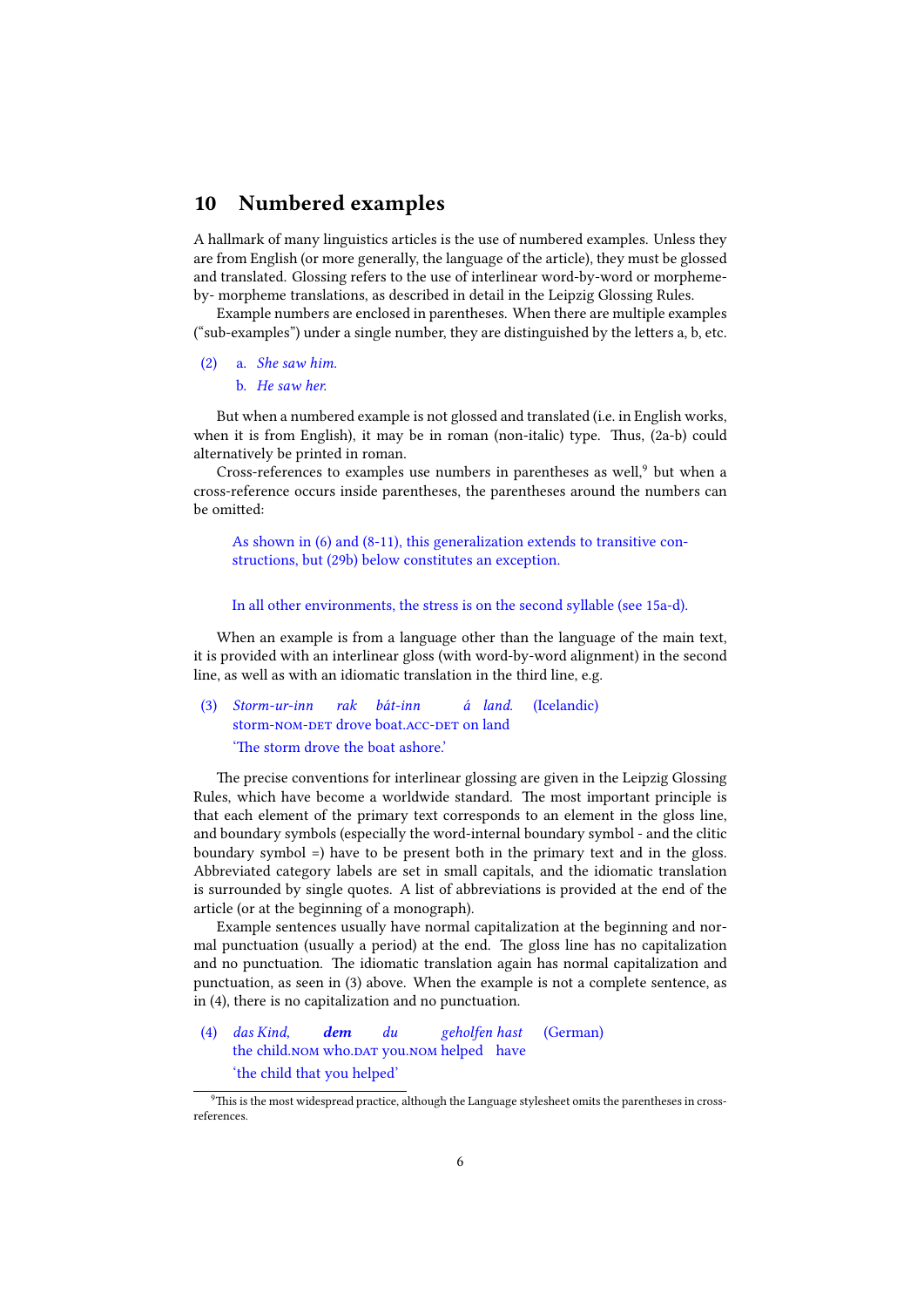## 10 Numbered examples

A hallmark of many linguistics articles is the use of numbered examples. Unless they are from English (or more generally, the language of the article), they must be glossed and translated. Glossing refers to the use of interlinear word-by-word or morpheme-by- morpheme translations, as described in detail in the Leipzig Glossing Rules.

Example numbers are enclosed in parentheses. When there are multiple examples ("sub-examples") under a single number, they are distinguished by the letters a, b, etc.

(2) a. *She saw him.*
 b. *He saw her.*

But when a numbered example is not glossed and translated (i.e. in English works, when it is from English), it may be in roman (non-italic) type. Thus, (2a-b) could alternatively be printed in roman.

Cross-references to examples use numbers in parentheses as well,[9] but when a cross-reference occurs inside parentheses, the parentheses around the numbers can be omitted:

> As shown in (6) and (8-11), this generalization extends to transitive constructions, but (29b) below constitutes an exception.

> In all other environments, the stress is on the second syllable (see 15a-d).

When an example is from a language other than the language of the main text, it is provided with an interlinear gloss (with word-by-word alignment) in the second line, as well as with an idiomatic translation in the third line, e.g.

(3) *Storm-ur-inn rak bát-inn á land.* (Icelandic)
 storm-NOM-DET drove boat.ACC-DET on land
 'The storm drove the boat ashore.'

The precise conventions for interlinear glossing are given in the Leipzig Glossing Rules, which have become a worldwide standard. The most important principle is that each element of the primary text corresponds to an element in the gloss line, and boundary symbols (especially the word-internal boundary symbol - and the clitic boundary symbol =) have to be present both in the primary text and in the gloss. Abbreviated category labels are set in small capitals, and the idiomatic translation is surrounded by single quotes. A list of abbreviations is provided at the end of the article (or at the beginning of a monograph).

Example sentences usually have normal capitalization at the beginning and normal punctuation (usually a period) at the end. The gloss line has no capitalization and no punctuation. The idiomatic translation again has normal capitalization and punctuation, as seen in (3) above. When the example is not a complete sentence, as in (4), there is no capitalization and no punctuation.

(4) *das Kind,* ***dem*** *du geholfen hast* (German)
 the child.NOM who.DAT you.NOM helped have
 'the child that you helped'

[9] This is the most widespread practice, although the Language stylesheet omits the parentheses in cross-references.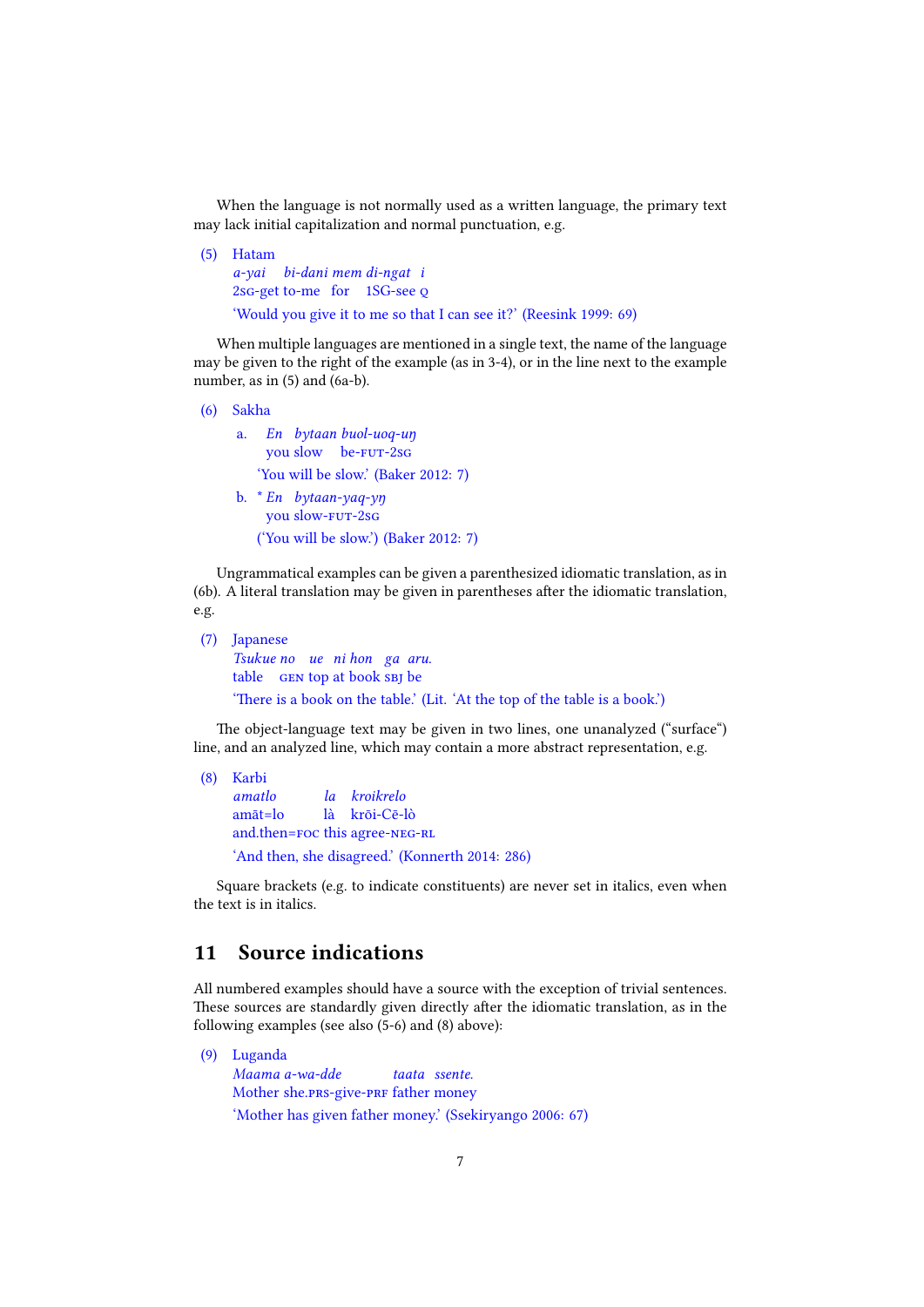When the language is not normally used as a written language, the primary text may lack initial capitalization and normal punctuation, e.g.

(5) Hatam
*a-yai bi-dani mem di-ngat i*
2SG-get to-me for 1SG-see Q
'Would you give it to me so that I can see it?' (Reesink 1999: 69)

When multiple languages are mentioned in a single text, the name of the language may be given to the right of the example (as in 3-4), or in the line next to the example number, as in (5) and (6a-b).

(6) Sakha
a. *En bytaan buol-uoq-uŋ*
you slow be-FUT-2SG
'You will be slow.' (Baker 2012: 7)
b. * *En bytaan-yaq-yŋ*
you slow-FUT-2SG
('You will be slow.') (Baker 2012: 7)

Ungrammatical examples can be given a parenthesized idiomatic translation, as in (6b). A literal translation may be given in parentheses after the idiomatic translation, e.g.

(7) Japanese
*Tsukue no ue ni hon ga aru.*
table GEN top at book SBJ be
'There is a book on the table.' (Lit. 'At the top of the table is a book.')

The object-language text may be given in two lines, one unanalyzed ("surface") line, and an analyzed line, which may contain a more abstract representation, e.g.

(8) Karbi
*amatlo la kroikrelo*
amāt=lo là krōi-Cē-lò
and.then=FOC this agree-NEG-RL
'And then, she disagreed.' (Konnerth 2014: 286)

Square brackets (e.g. to indicate constituents) are never set in italics, even when the text is in italics.

## 11 Source indications

All numbered examples should have a source with the exception of trivial sentences. These sources are standardly given directly after the idiomatic translation, as in the following examples (see also (5-6) and (8) above):

(9) Luganda
*Maama a-wa-dde taata ssente.*
Mother she.PRS-give-PRF father money
'Mother has given father money.' (Ssekiryango 2006: 67)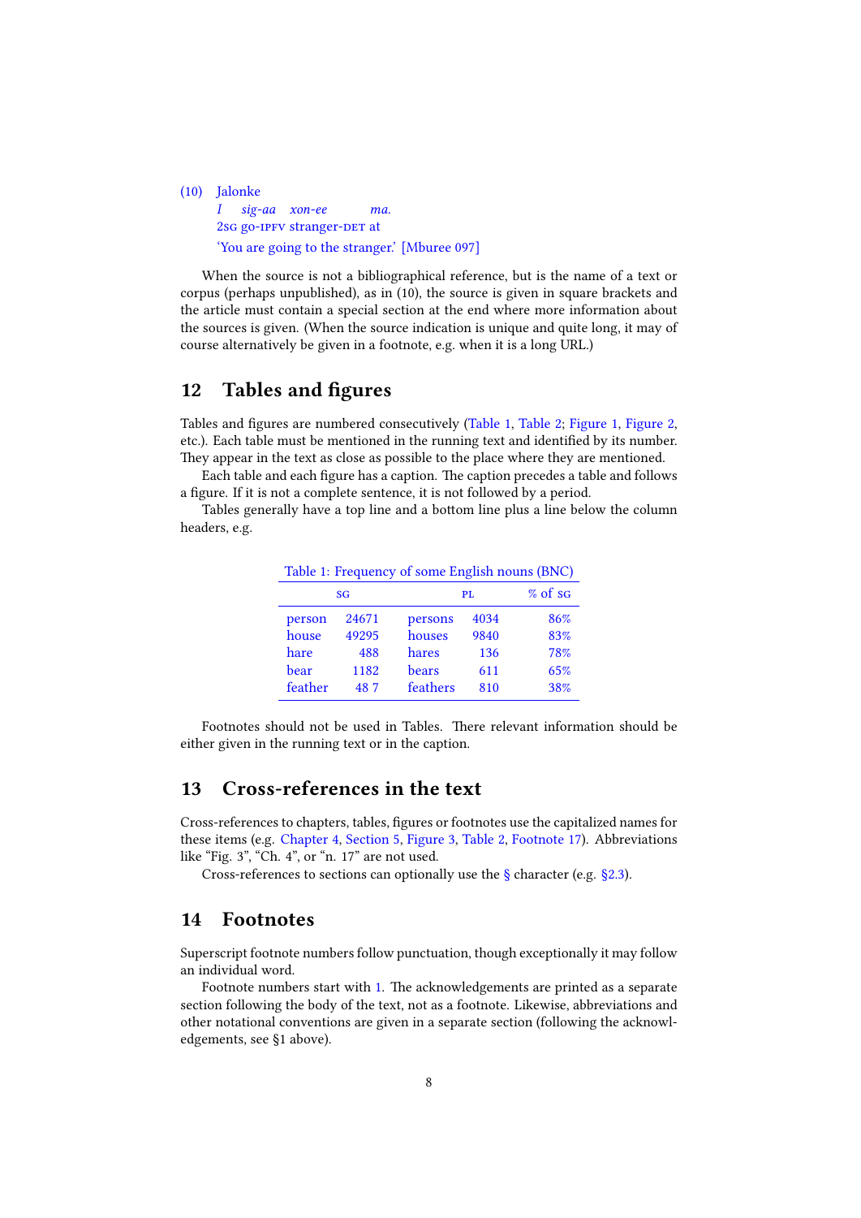(10) Jalonke
*I* *sig-aa* *xon-ee* *ma.*
2sg go-ipfv stranger-det at
'You are going to the stranger.' [Mburee 097]

When the source is not a bibliographical reference, but is the name of a text or corpus (perhaps unpublished), as in (10), the source is given in square brackets and the article must contain a special section at the end where more information about the sources is given. (When the source indication is unique and quite long, it may of course alternatively be given in a footnote, e.g. when it is a long URL.)

## 12 Tables and figures

Tables and figures are numbered consecutively (Table 1, Table 2; Figure 1, Figure 2, etc.). Each table must be mentioned in the running text and identified by its number. They appear in the text as close as possible to the place where they are mentioned.

Each table and each figure has a caption. The caption precedes a table and follows a figure. If it is not a complete sentence, it is not followed by a period.

Tables generally have a top line and a bottom line plus a line below the column headers, e.g.

Table 1: Frequency of some English nouns (BNC)

| sg | | pl | | % of sg |
|---|---|---|---|---|
| person | 24671 | persons | 4034 | 86% |
| house | 49295 | houses | 9840 | 83% |
| hare | 488 | hares | 136 | 78% |
| bear | 1182 | bears | 611 | 65% |
| feather | 48 7 | feathers | 810 | 38% |

Footnotes should not be used in Tables. There relevant information should be either given in the running text or in the caption.

## 13 Cross-references in the text

Cross-references to chapters, tables, figures or footnotes use the capitalized names for these items (e.g. Chapter 4, Section 5, Figure 3, Table 2, Footnote 17). Abbreviations like "Fig. 3", "Ch. 4", or "n. 17" are not used.

Cross-references to sections can optionally use the § character (e.g. §2.3).

## 14 Footnotes

Superscript footnote numbers follow punctuation, though exceptionally it may follow an individual word.

Footnote numbers start with 1. The acknowledgements are printed as a separate section following the body of the text, not as a footnote. Likewise, abbreviations and other notational conventions are given in a separate section (following the acknowledgements, see §1 above).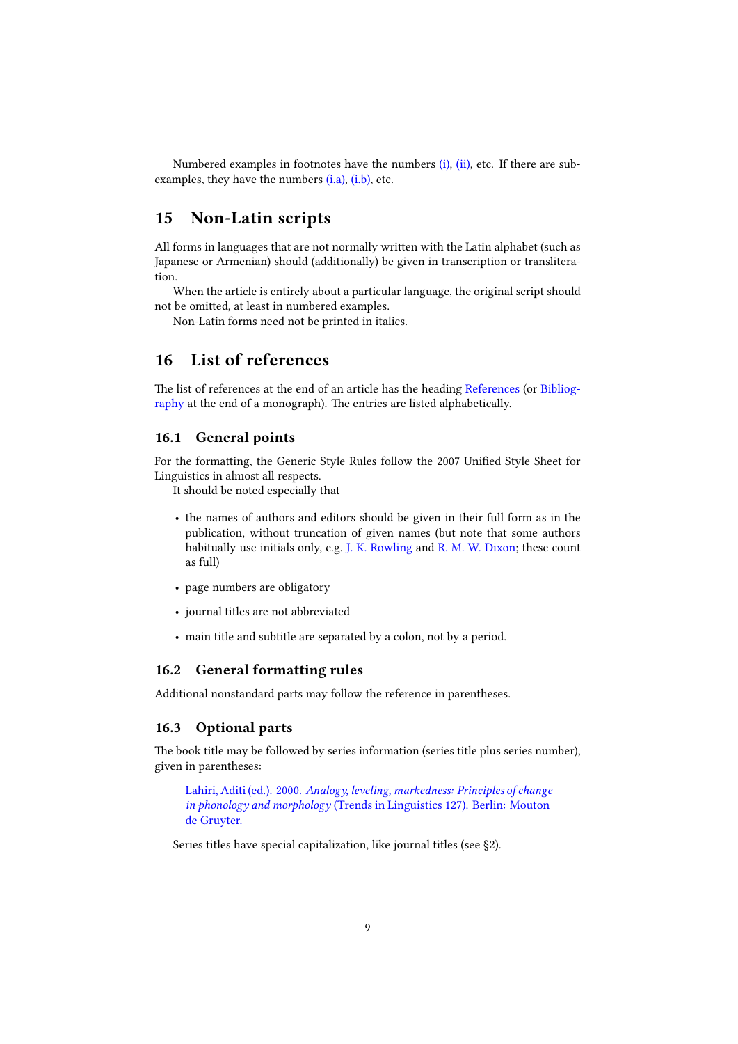Numbered examples in footnotes have the numbers (i), (ii), etc. If there are sub-examples, they have the numbers (i.a), (i.b), etc.

## 15 Non-Latin scripts

All forms in languages that are not normally written with the Latin alphabet (such as Japanese or Armenian) should (additionally) be given in transcription or transliteration.

When the article is entirely about a particular language, the original script should not be omitted, at least in numbered examples.

Non-Latin forms need not be printed in italics.

## 16 List of references

The list of references at the end of an article has the heading References (or Bibliography at the end of a monograph). The entries are listed alphabetically.

### 16.1 General points

For the formatting, the Generic Style Rules follow the 2007 Unified Style Sheet for Linguistics in almost all respects.

It should be noted especially that

- the names of authors and editors should be given in their full form as in the publication, without truncation of given names (but note that some authors habitually use initials only, e.g. J. K. Rowling and R. M. W. Dixon; these count as full)
- page numbers are obligatory
- journal titles are not abbreviated
- main title and subtitle are separated by a colon, not by a period.

### 16.2 General formatting rules

Additional nonstandard parts may follow the reference in parentheses.

### 16.3 Optional parts

The book title may be followed by series information (series title plus series number), given in parentheses:

> Lahiri, Aditi (ed.). 2000. *Analogy, leveling, markedness: Principles of change in phonology and morphology* (Trends in Linguistics 127). Berlin: Mouton de Gruyter.

Series titles have special capitalization, like journal titles (see §2).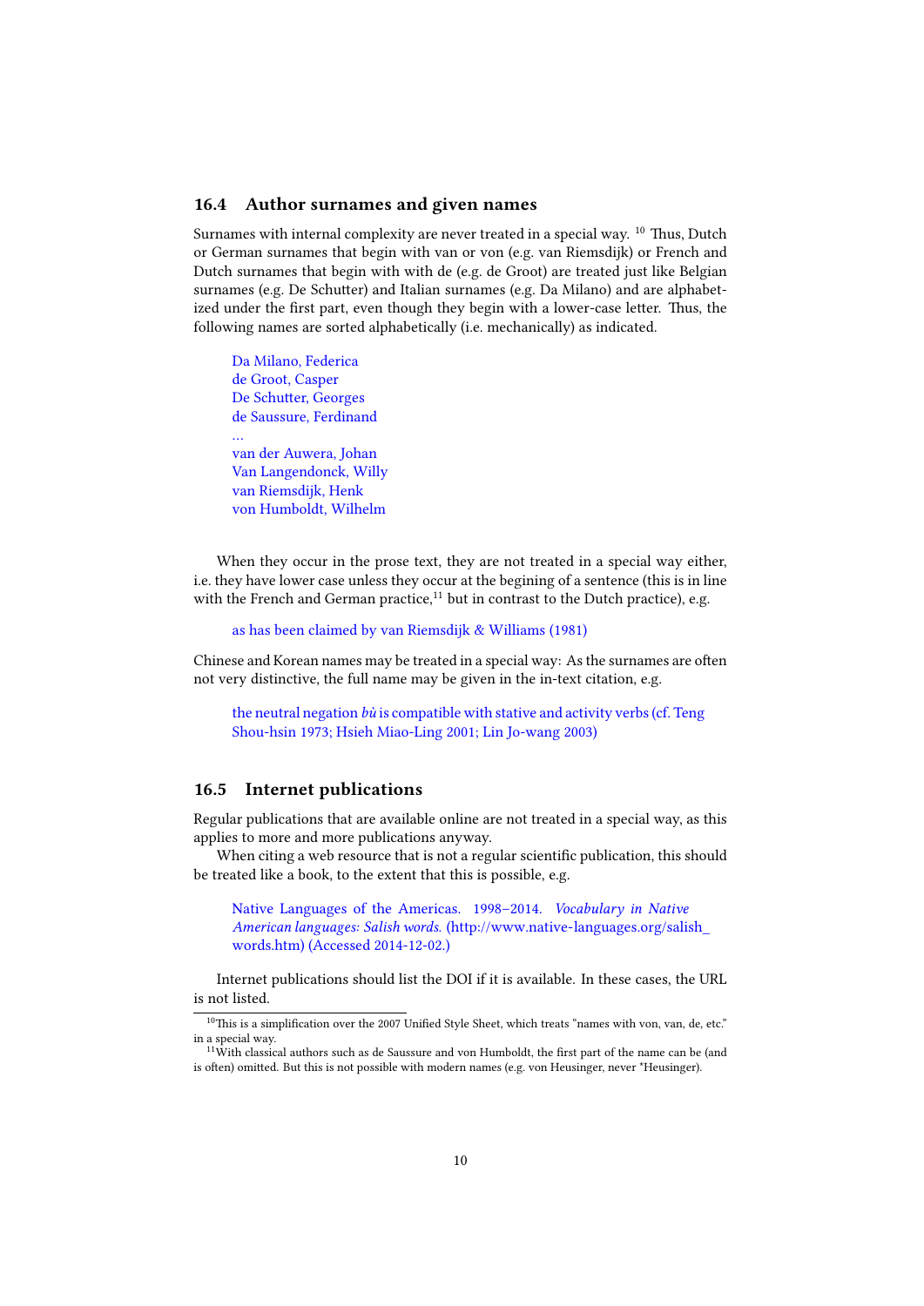## 16.4 Author surnames and given names

Surnames with internal complexity are never treated in a special way. [10] Thus, Dutch or German surnames that begin with van or von (e.g. van Riemsdijk) or French and Dutch surnames that begin with with de (e.g. de Groot) are treated just like Belgian surnames (e.g. De Schutter) and Italian surnames (e.g. Da Milano) and are alphabetized under the first part, even though they begin with a lower-case letter. Thus, the following names are sorted alphabetically (i.e. mechanically) as indicated.

> Da Milano, Federica
> de Groot, Casper
> De Schutter, Georges
> de Saussure, Ferdinand
> …
> van der Auwera, Johan
> Van Langendonck, Willy
> van Riemsdijk, Henk
> von Humboldt, Wilhelm

When they occur in the prose text, they are not treated in a special way either, i.e. they have lower case unless they occur at the begining of a sentence (this is in line with the French and German practice,[11] but in contrast to the Dutch practice), e.g.

> as has been claimed by van Riemsdijk & Williams (1981)

Chinese and Korean names may be treated in a special way: As the surnames are often not very distinctive, the full name may be given in the in-text citation, e.g.

> the neutral negation *bù* is compatible with stative and activity verbs (cf. Teng Shou-hsin 1973; Hsieh Miao-Ling 2001; Lin Jo-wang 2003)

## 16.5 Internet publications

Regular publications that are available online are not treated in a special way, as this applies to more and more publications anyway.

When citing a web resource that is not a regular scientific publication, this should be treated like a book, to the extent that this is possible, e.g.

> Native Languages of the Americas. 1998–2014. *Vocabulary in Native American languages: Salish words*. (http://www.native-languages.org/salish_words.htm) (Accessed 2014-12-02.)

Internet publications should list the DOI if it is available. In these cases, the URL is not listed.

---

[10] This is a simplification over the 2007 Unified Style Sheet, which treats "names with von, van, de, etc." in a special way.

[11] With classical authors such as de Saussure and von Humboldt, the first part of the name can be (and is often) omitted. But this is not possible with modern names (e.g. von Heusinger, never *Heusinger).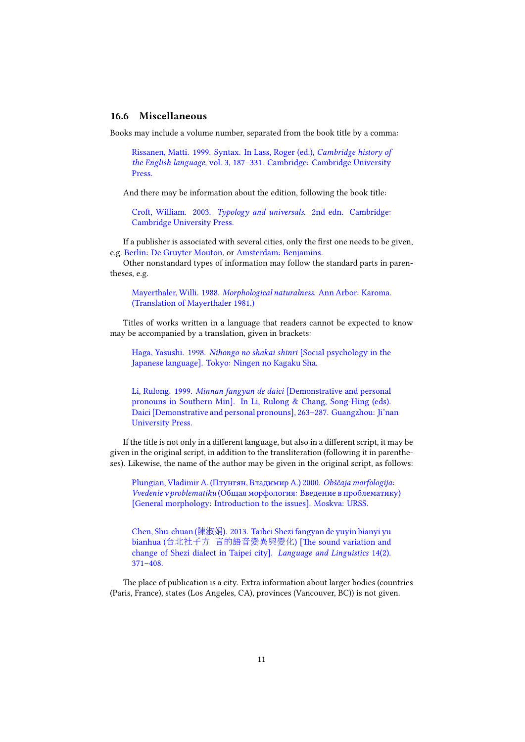## 16.6 Miscellaneous

Books may include a volume number, separated from the book title by a comma:

> Rissanen, Matti. 1999. Syntax. In Lass, Roger (ed.), *Cambridge history of the English language*, vol. 3, 187–331. Cambridge: Cambridge University Press.

And there may be information about the edition, following the book title:

> Croft, William. 2003. *Typology and universals*. 2nd edn. Cambridge: Cambridge University Press.

If a publisher is associated with several cities, only the first one needs to be given, e.g. Berlin: De Gruyter Mouton, or Amsterdam: Benjamins.

Other nonstandard types of information may follow the standard parts in parentheses, e.g.

> Mayerthaler, Willi. 1988. *Morphological naturalness*. Ann Arbor: Karoma. (Translation of Mayerthaler 1981.)

Titles of works written in a language that readers cannot be expected to know may be accompanied by a translation, given in brackets:

> Haga, Yasushi. 1998. *Nihongo no shakai shinri* [Social psychology in the Japanese language]. Tokyo: Ningen no Kagaku Sha.

> Li, Rulong. 1999. *Minnan fangyan de daici* [Demonstrative and personal pronouns in Southern Min]. In Li, Rulong & Chang, Song-Hing (eds). Daici [Demonstrative and personal pronouns], 263–287. Guangzhou: Ji'nan University Press.

If the title is not only in a different language, but also in a different script, it may be given in the original script, in addition to the transliteration (following it in parentheses). Likewise, the name of the author may be given in the original script, as follows:

> Plungian, Vladimir A. (Плунгян, Владимир А.) 2000. *Obščaja morfologija: Vvedenie v problematiku* (Общая морфология: Введение в проблематику) [General morphology: Introduction to the issues]. Moskva: URSS.

> Chen, Shu-chuan (陳淑娟). 2013. Taibei Shezi fangyan de yuyin bianyi yu bianhua (台北社子方 言的語音變異與變化) [The sound variation and change of Shezi dialect in Taipei city]. *Language and Linguistics* 14(2). 371–408.

The place of publication is a city. Extra information about larger bodies (countries (Paris, France), states (Los Angeles, CA), provinces (Vancouver, BC)) is not given.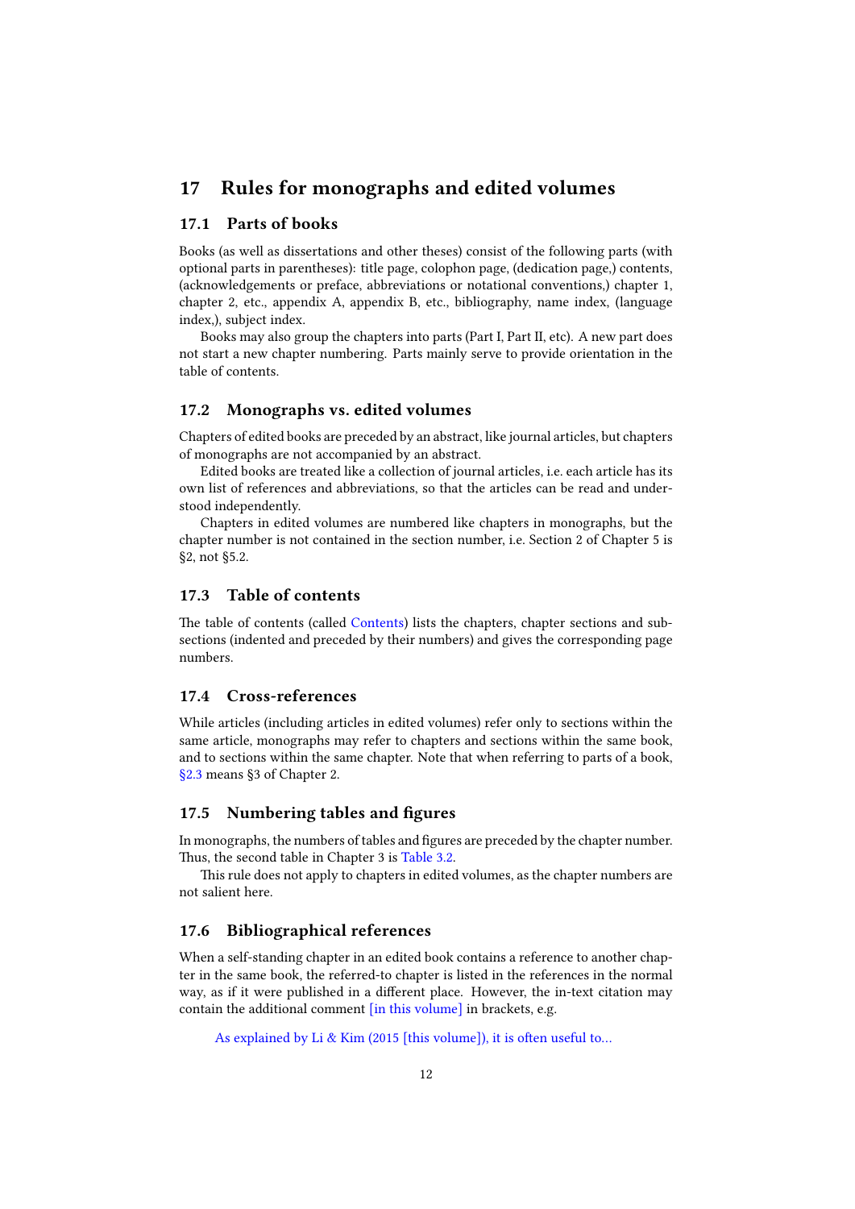# 17 Rules for monographs and edited volumes

## 17.1 Parts of books

Books (as well as dissertations and other theses) consist of the following parts (with optional parts in parentheses): title page, colophon page, (dedication page,) contents, (acknowledgements or preface, abbreviations or notational conventions,) chapter 1, chapter 2, etc., appendix A, appendix B, etc., bibliography, name index, (language index,), subject index.

Books may also group the chapters into parts (Part I, Part II, etc). A new part does not start a new chapter numbering. Parts mainly serve to provide orientation in the table of contents.

## 17.2 Monographs vs. edited volumes

Chapters of edited books are preceded by an abstract, like journal articles, but chapters of monographs are not accompanied by an abstract.

Edited books are treated like a collection of journal articles, i.e. each article has its own list of references and abbreviations, so that the articles can be read and understood independently.

Chapters in edited volumes are numbered like chapters in monographs, but the chapter number is not contained in the section number, i.e. Section 2 of Chapter 5 is §2, not §5.2.

## 17.3 Table of contents

The table of contents (called Contents) lists the chapters, chapter sections and subsections (indented and preceded by their numbers) and gives the corresponding page numbers.

## 17.4 Cross-references

While articles (including articles in edited volumes) refer only to sections within the same article, monographs may refer to chapters and sections within the same book, and to sections within the same chapter. Note that when referring to parts of a book, §2.3 means §3 of Chapter 2.

## 17.5 Numbering tables and figures

In monographs, the numbers of tables and figures are preceded by the chapter number. Thus, the second table in Chapter 3 is Table 3.2.

This rule does not apply to chapters in edited volumes, as the chapter numbers are not salient here.

## 17.6 Bibliographical references

When a self-standing chapter in an edited book contains a reference to another chapter in the same book, the referred-to chapter is listed in the references in the normal way, as if it were published in a different place. However, the in-text citation may contain the additional comment [in this volume] in brackets, e.g.

> As explained by Li & Kim (2015 [this volume]), it is often useful to…